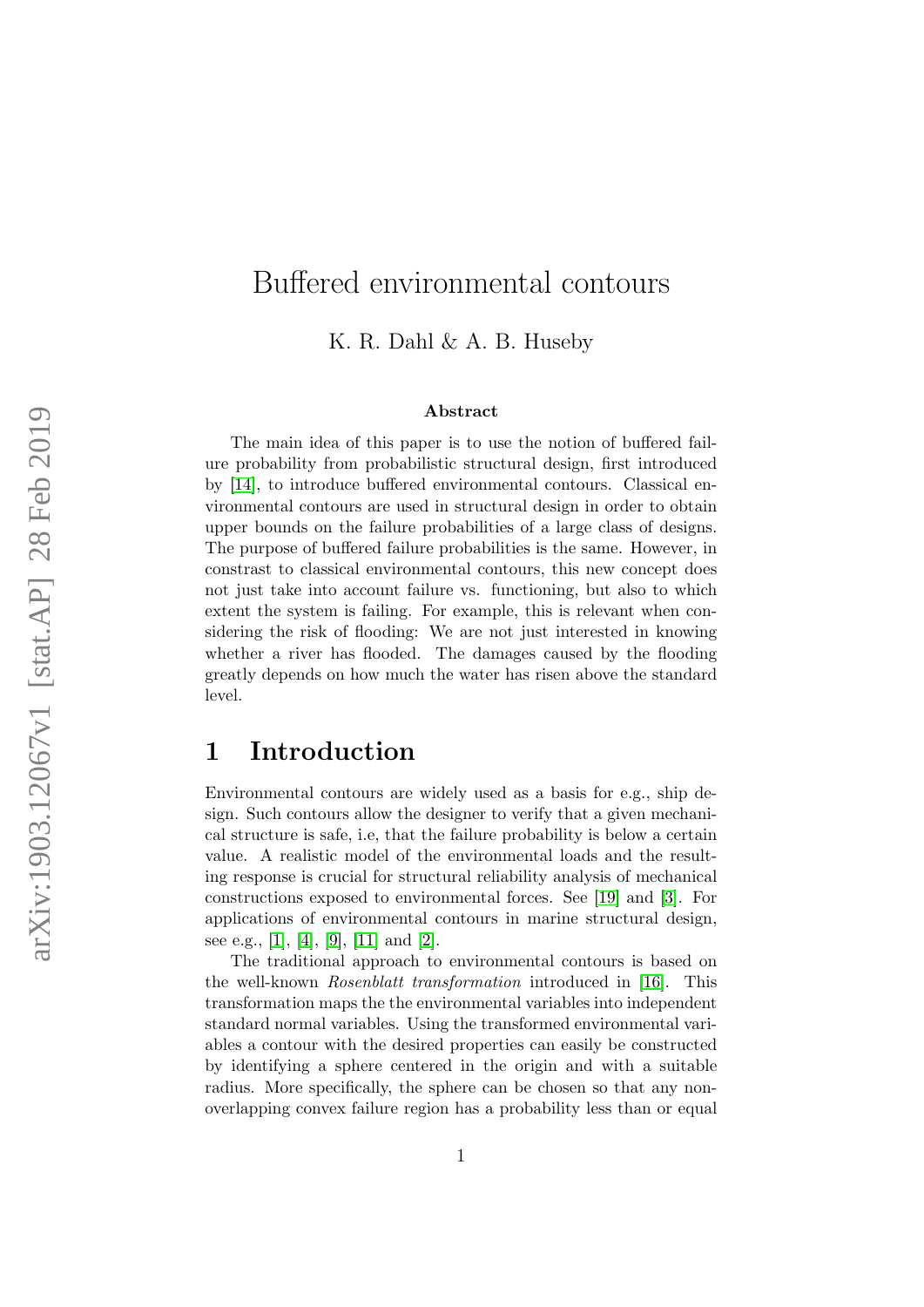# Buffered environmental contours

K. R. Dahl & A. B. Huseby

### Abstract

The main idea of this paper is to use the notion of buffered failure probability from probabilistic structural design, first introduced by [14], to introduce buffered environmental contours. Classical environmental contours are used in structural design in order to obtain upper bounds on the failure probabilities of a large class of designs. The purpose of buffered failure probabilities is the same. However, in constrast to classical environmental contours, this new concept does not just take into account failure vs. functioning, but also to which extent the system is failing. For example, this is relevant when considering the risk of flooding: We are not just interested in knowing whether a river has flooded. The damages caused by the flooding greatly depends on how much the water has risen above the standard level.

## 1 Introduction

Environmental contours are widely used as a basis for e.g., ship design. Such contours allow the designer to verify that a given mechanical structure is safe, i.e, that the failure probability is below a certain value. A realistic model of the environmental loads and the resulting response is crucial for structural reliability analysis of mechanical constructions exposed to environmental forces. See [19] and [3]. For applications of environmental contours in marine structural design, see e.g., [1], [4], [9], [11] and [2].

The traditional approach to environmental contours is based on the well-known *Rosenblatt transformation* introduced in [16]. This transformation maps the the environmental variables into independent standard normal variables. Using the transformed environmental variables a contour with the desired properties can easily be constructed by identifying a sphere centered in the origin and with a suitable radius. More specifically, the sphere can be chosen so that any non-overlapping convex failure region has a probability less than or equal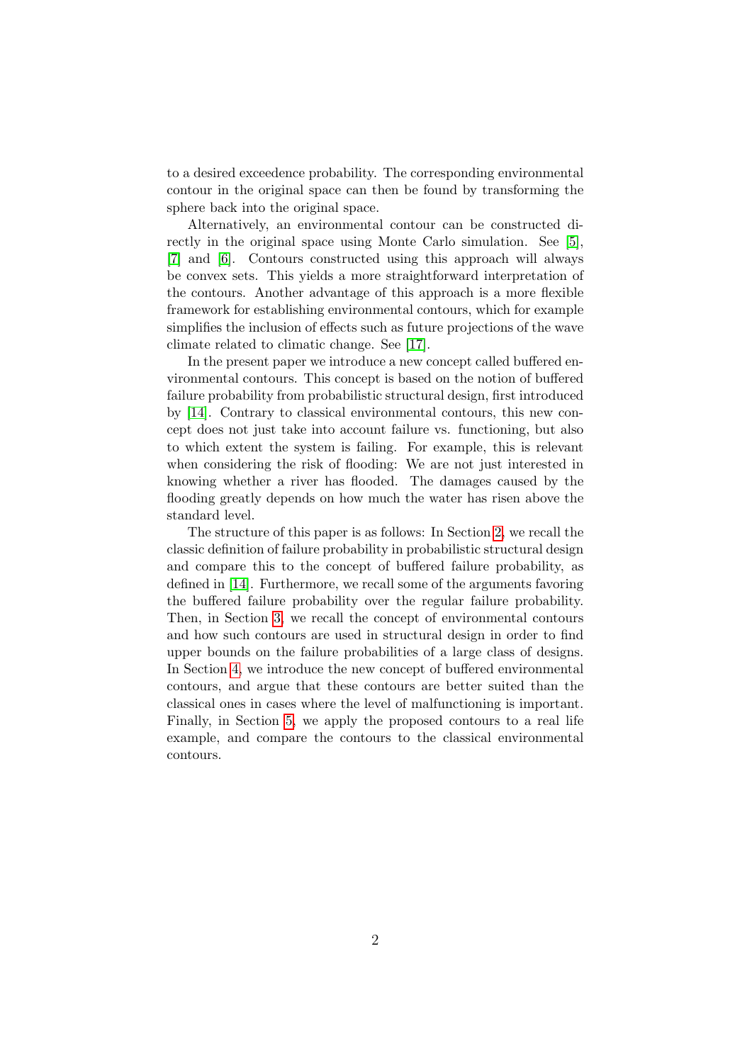to a desired exceedence probability. The corresponding environmental contour in the original space can then be found by transforming the sphere back into the original space.

Alternatively, an environmental contour can be constructed directly in the original space using Monte Carlo simulation. See [5], [7] and [6]. Contours constructed using this approach will always be convex sets. This yields a more straightforward interpretation of the contours. Another advantage of this approach is a more flexible framework for establishing environmental contours, which for example simplifies the inclusion of effects such as future projections of the wave climate related to climatic change. See [17].

In the present paper we introduce a new concept called buffered environmental contours. This concept is based on the notion of buffered failure probability from probabilistic structural design, first introduced by [14]. Contrary to classical environmental contours, this new concept does not just take into account failure vs. functioning, but also to which extent the system is failing. For example, this is relevant when considering the risk of flooding: We are not just interested in knowing whether a river has flooded. The damages caused by the flooding greatly depends on how much the water has risen above the standard level.

The structure of this paper is as follows: In Section 2, we recall the classic definition of failure probability in probabilistic structural design and compare this to the concept of buffered failure probability, as defined in [14]. Furthermore, we recall some of the arguments favoring the buffered failure probability over the regular failure probability. Then, in Section 3, we recall the concept of environmental contours and how such contours are used in structural design in order to find upper bounds on the failure probabilities of a large class of designs. In Section 4, we introduce the new concept of buffered environmental contours, and argue that these contours are better suited than the classical ones in cases where the level of malfunctioning is important. Finally, in Section 5, we apply the proposed contours to a real life example, and compare the contours to the classical environmental contours.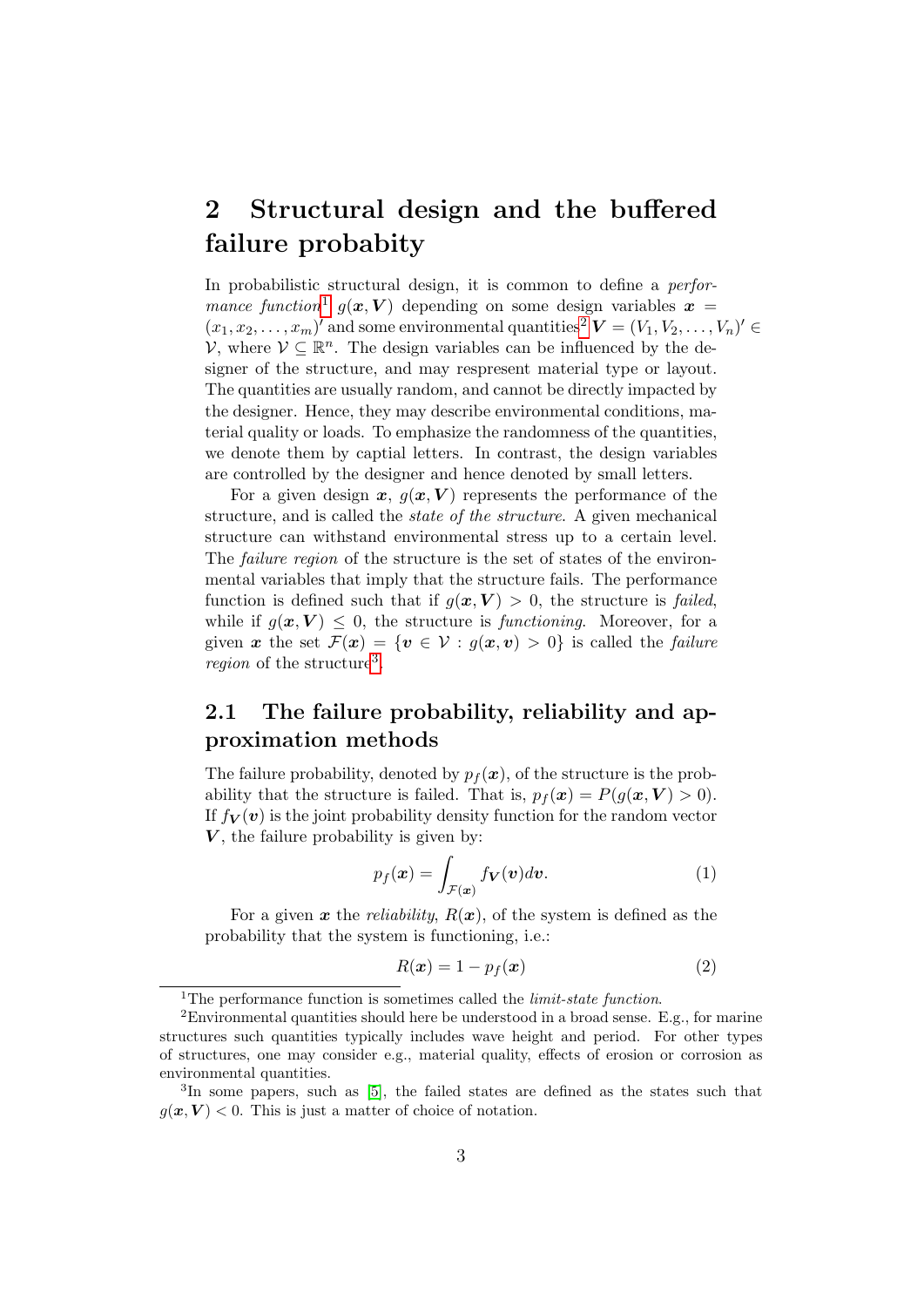# 2 Structural design and the buffered failure probability

In probabilistic structural design, it is common to define a *performance function*[1] $g(\boldsymbol{x}, \boldsymbol{V})$ depending on some design variables $\boldsymbol{x} = (x_1, x_2, \dots, x_m)'$ and some environmental quantities[2] $\boldsymbol{V} = (V_1, V_2, \dots, V_n)' \in \mathcal{V}$, where $\mathcal{V} \subseteq \mathbb{R}^n$. The design variables can be influenced by the designer of the structure, and may respresent material type or layout. The quantities are usually random, and cannot be directly impacted by the designer. Hence, they may describe environmental conditions, material quality or loads. To emphasize the randomness of the quantities, we denote them by captial letters. In contrast, the design variables are controlled by the designer and hence denoted by small letters.

For a given design $\boldsymbol{x}$, $g(\boldsymbol{x}, \boldsymbol{V})$ represents the performance of the structure, and is called the *state of the structure*. A given mechanical structure can withstand environmental stress up to a certain level. The *failure region* of the structure is the set of states of the environmental variables that imply that the structure fails. The performance function is defined such that if $g(\boldsymbol{x}, \boldsymbol{V}) > 0$, the structure is *failed*, while if $g(\boldsymbol{x}, \boldsymbol{V}) \leq 0$, the structure is *functioning*. Moreover, for a given $\boldsymbol{x}$ the set $\mathcal{F}(\boldsymbol{x}) = \{\boldsymbol{v} \in \mathcal{V} : g(\boldsymbol{x}, \boldsymbol{v}) > 0\}$ is called the *failure region* of the structure[3].

## 2.1 The failure probability, reliability and approximation methods

The failure probability, denoted by $p_f(\boldsymbol{x})$, of the structure is the probability that the structure is failed. That is, $p_f(\boldsymbol{x}) = P(g(\boldsymbol{x}, \boldsymbol{V}) > 0)$. If $f_{\boldsymbol{V}}(\boldsymbol{v})$ is the joint probability density function for the random vector $\boldsymbol{V}$, the failure probability is given by:

$$p_f(\boldsymbol{x}) = \int_{\mathcal{F}(\boldsymbol{x})} f_{\boldsymbol{V}}(\boldsymbol{v}) d\boldsymbol{v}. \tag{1}$$

For a given $\boldsymbol{x}$ the *reliability*, $R(\boldsymbol{x})$, of the system is defined as the probability that the system is functioning, i.e.:

$$R(\boldsymbol{x}) = 1 - p_f(\boldsymbol{x}) \tag{2}$$

---

[1] The performance function is sometimes called the *limit-state function*.

[2] Environmental quantities should here be understood in a broad sense. E.g., for marine structures such quantities typically includes wave height and period. For other types of structures, one may consider e.g., material quality, effects of erosion or corrosion as environmental quantities.

[3] In some papers, such as [5], the failed states are defined as the states such that $g(\boldsymbol{x}, \boldsymbol{V}) < 0$. This is just a matter of choice of notation.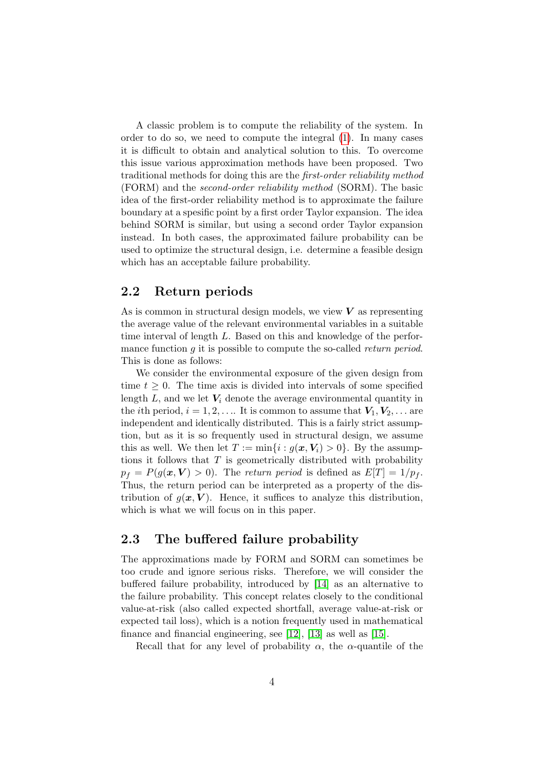A classic problem is to compute the reliability of the system. In order to do so, we need to compute the integral (1). In many cases it is difficult to obtain and analytical solution to this. To overcome this issue various approximation methods have been proposed. Two traditional methods for doing this are the *first-order reliability method* (FORM) and the *second-order reliability method* (SORM). The basic idea of the first-order reliability method is to approximate the failure boundary at a spesific point by a first order Taylor expansion. The idea behind SORM is similar, but using a second order Taylor expansion instead. In both cases, the approximated failure probability can be used to optimize the structural design, i.e. determine a feasible design which has an acceptable failure probability.

## 2.2 Return periods

As is common in structural design models, we view $\boldsymbol{V}$ as representing the average value of the relevant environmental variables in a suitable time interval of length $L$. Based on this and knowledge of the performance function $g$ it is possible to compute the so-called *return period*. This is done as follows:

We consider the environmental exposure of the given design from time $t \geq 0$. The time axis is divided into intervals of some specified length $L$, and we let $\boldsymbol{V}_i$ denote the average environmental quantity in the $i$th period, $i = 1, 2, \ldots$. It is common to assume that $\boldsymbol{V}_1, \boldsymbol{V}_2, \ldots$ are independent and identically distributed. This is a fairly strict assumption, but as it is so frequently used in structural design, we assume this as well. We then let $T := \min\{i : g(\boldsymbol{x}, \boldsymbol{V}_i) > 0\}$. By the assumptions it follows that $T$ is geometrically distributed with probability $p_f = P(g(\boldsymbol{x}, \boldsymbol{V}) > 0)$. The *return period* is defined as $E[T] = 1/p_f$. Thus, the return period can be interpreted as a property of the distribution of $g(\boldsymbol{x}, \boldsymbol{V})$. Hence, it suffices to analyze this distribution, which is what we will focus on in this paper.

## 2.3 The buffered failure probability

The approximations made by FORM and SORM can sometimes be too crude and ignore serious risks. Therefore, we will consider the buffered failure probability, introduced by [14] as an alternative to the failure probability. This concept relates closely to the conditional value-at-risk (also called expected shortfall, average value-at-risk or expected tail loss), which is a notion frequently used in mathematical finance and financial engineering, see [12], [13] as well as [15].

Recall that for any level of probability $\alpha$, the $\alpha$-quantile of the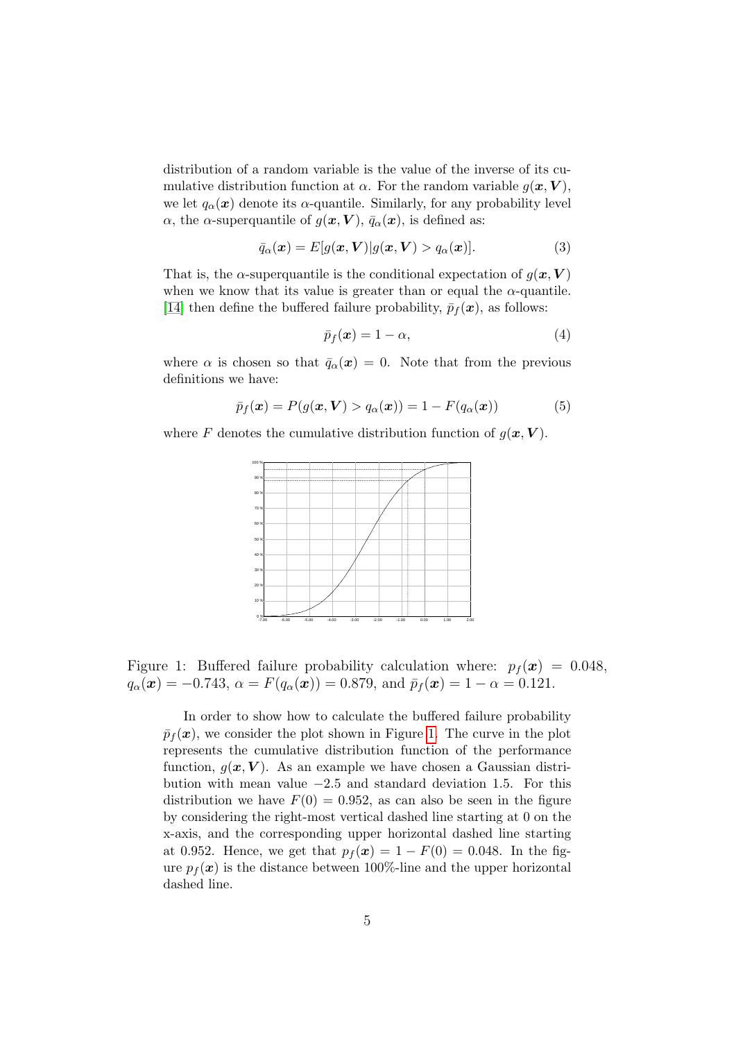distribution of a random variable is the value of the inverse of its cumulative distribution function at $\alpha$. For the random variable $g(\boldsymbol{x}, \boldsymbol{V})$, we let $q_\alpha(\boldsymbol{x})$ denote its $\alpha$-quantile. Similarly, for any probability level $\alpha$, the $\alpha$-superquantile of $g(\boldsymbol{x}, \boldsymbol{V})$, $\bar{q}_\alpha(\boldsymbol{x})$, is defined as:

$$\bar{q}_\alpha(\boldsymbol{x}) = E[g(\boldsymbol{x}, \boldsymbol{V}) | g(\boldsymbol{x}, \boldsymbol{V}) > q_\alpha(\boldsymbol{x})]. \tag{3}$$

That is, the $\alpha$-superquantile is the conditional expectation of $g(\boldsymbol{x}, \boldsymbol{V})$ when we know that its value is greater than or equal the $\alpha$-quantile. [14] then define the buffered failure probability, $\bar{p}_f(\boldsymbol{x})$, as follows:

$$\bar{p}_f(\boldsymbol{x}) = 1 - \alpha, \tag{4}$$

where $\alpha$ is chosen so that $\bar{q}_\alpha(\boldsymbol{x}) = 0$. Note that from the previous definitions we have:

$$\bar{p}_f(\boldsymbol{x}) = P(g(\boldsymbol{x}, \boldsymbol{V}) > q_\alpha(\boldsymbol{x})) = 1 - F(q_\alpha(\boldsymbol{x})) \tag{5}$$

where $F$ denotes the cumulative distribution function of $g(\boldsymbol{x}, \boldsymbol{V})$.

Figure 1: Buffered failure probability calculation where: $p_f(\boldsymbol{x}) = 0.048$, $q_\alpha(\boldsymbol{x}) = -0.743$, $\alpha = F(q_\alpha(\boldsymbol{x})) = 0.879$, and $\bar{p}_f(\boldsymbol{x}) = 1 - \alpha = 0.121$.

In order to show how to calculate the buffered failure probability $\bar{p}_f(\boldsymbol{x})$, we consider the plot shown in Figure 1. The curve in the plot represents the cumulative distribution function of the performance function, $g(\boldsymbol{x}, \boldsymbol{V})$. As an example we have chosen a Gaussian distribution with mean value $-2.5$ and standard deviation 1.5. For this distribution we have $F(0) = 0.952$, as can also be seen in the figure by considering the right-most vertical dashed line starting at 0 on the x-axis, and the corresponding upper horizontal dashed line starting at 0.952. Hence, we get that $p_f(\boldsymbol{x}) = 1 - F(0) = 0.048$. In the figure $p_f(\boldsymbol{x})$ is the distance between 100%-line and the upper horizontal dashed line.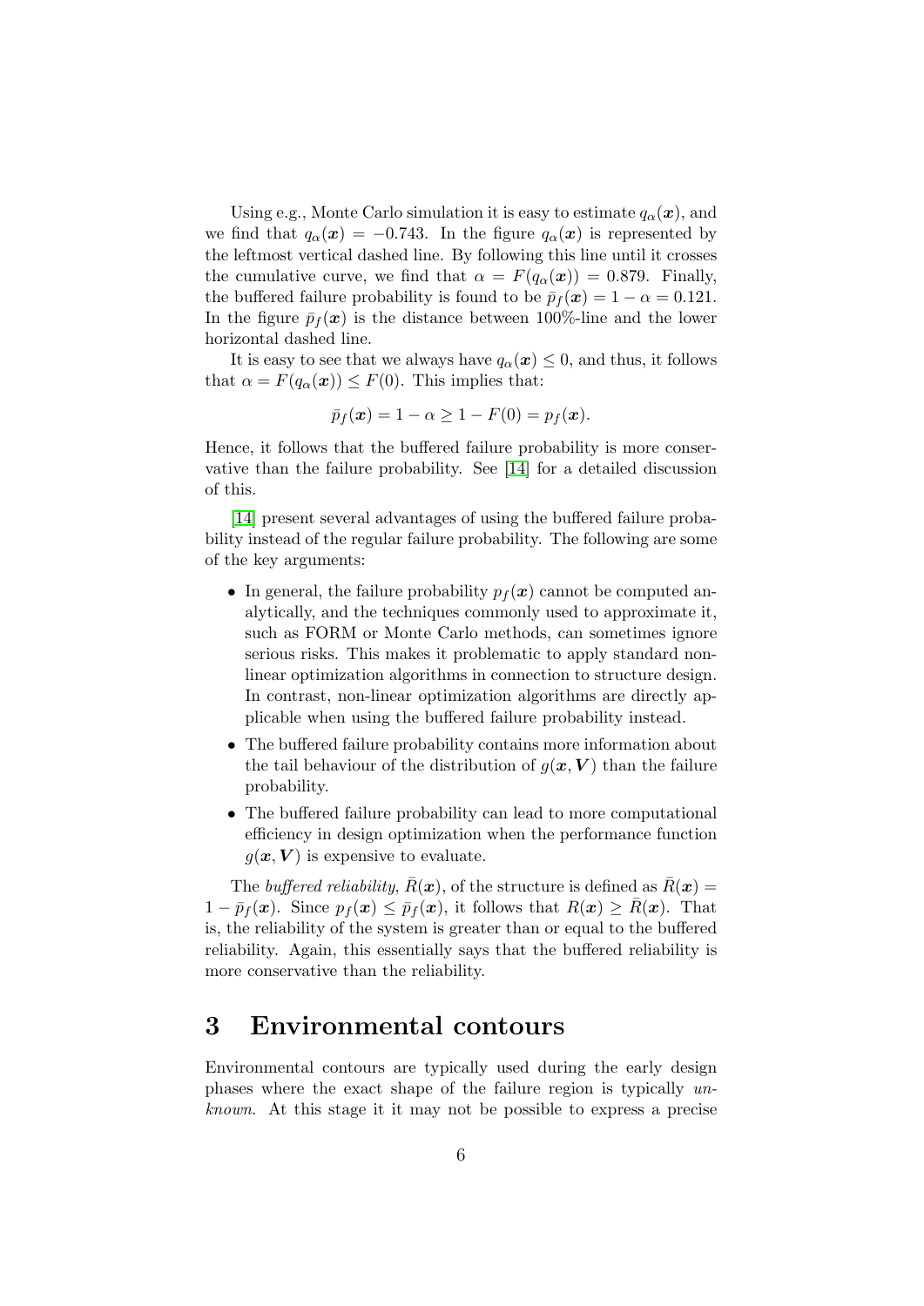Using e.g., Monte Carlo simulation it is easy to estimate $q_\alpha(\boldsymbol{x})$, and we find that $q_\alpha(\boldsymbol{x}) = -0.743$. In the figure $q_\alpha(\boldsymbol{x})$ is represented by the leftmost vertical dashed line. By following this line until it crosses the cumulative curve, we find that $\alpha = F(q_\alpha(\boldsymbol{x})) = 0.879$. Finally, the buffered failure probability is found to be $\bar{p}_f(\boldsymbol{x}) = 1 - \alpha = 0.121$. In the figure $\bar{p}_f(\boldsymbol{x})$ is the distance between 100%-line and the lower horizontal dashed line.

It is easy to see that we always have $q_\alpha(\boldsymbol{x}) \leq 0$, and thus, it follows that $\alpha = F(q_\alpha(\boldsymbol{x})) \leq F(0)$. This implies that:

$$\bar{p}_f(\boldsymbol{x}) = 1 - \alpha \geq 1 - F(0) = p_f(\boldsymbol{x}).$$

Hence, it follows that the buffered failure probability is more conservative than the failure probability. See [14] for a detailed discussion of this.

[14] present several advantages of using the buffered failure probability instead of the regular failure probability. The following are some of the key arguments:

- In general, the failure probability $p_f(\boldsymbol{x})$ cannot be computed analytically, and the techniques commonly used to approximate it, such as FORM or Monte Carlo methods, can sometimes ignore serious risks. This makes it problematic to apply standard non-linear optimization algorithms in connection to structure design. In contrast, non-linear optimization algorithms are directly applicable when using the buffered failure probability instead.
- The buffered failure probability contains more information about the tail behaviour of the distribution of $g(\boldsymbol{x}, \boldsymbol{V})$ than the failure probability.
- The buffered failure probability can lead to more computational efficiency in design optimization when the performance function $g(\boldsymbol{x}, \boldsymbol{V})$ is expensive to evaluate.

The *buffered reliability*, $\bar{R}(\boldsymbol{x})$, of the structure is defined as $\bar{R}(\boldsymbol{x}) = 1 - \bar{p}_f(\boldsymbol{x})$. Since $p_f(\boldsymbol{x}) \leq \bar{p}_f(\boldsymbol{x})$, it follows that $R(\boldsymbol{x}) \geq \bar{R}(\boldsymbol{x})$. That is, the reliability of the system is greater than or equal to the buffered reliability. Again, this essentially says that the buffered reliability is more conservative than the reliability.

# 3 Environmental contours

Environmental contours are typically used during the early design phases where the exact shape of the failure region is typically *unknown.* At this stage it it may not be possible to express a precise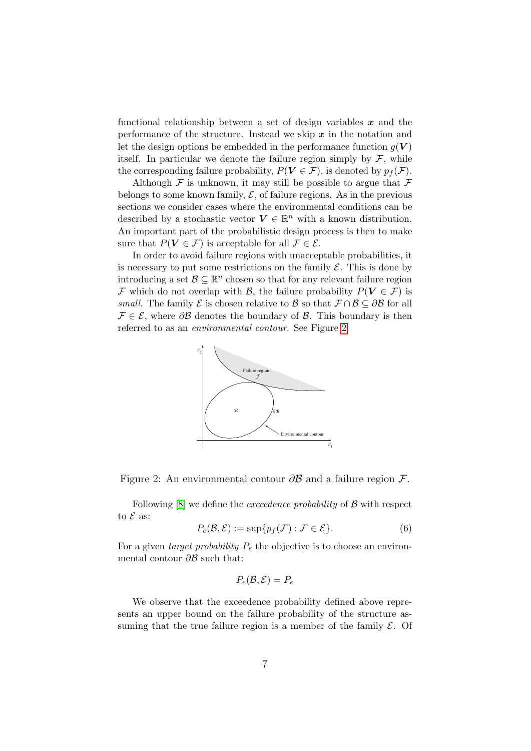functional relationship between a set of design variables $\boldsymbol{x}$ and the performance of the structure. Instead we skip $\boldsymbol{x}$ in the notation and let the design options be embedded in the performance function $g(\boldsymbol{V})$ itself. In particular we denote the failure region simply by $\mathcal{F}$, while the corresponding failure probability, $P(\boldsymbol{V} \in \mathcal{F})$, is denoted by $p_f(\mathcal{F})$.

Although $\mathcal{F}$ is unknown, it may still be possible to argue that $\mathcal{F}$ belongs to some known family, $\mathcal{E}$, of failure regions. As in the previous sections we consider cases where the environmental conditions can be described by a stochastic vector $\boldsymbol{V} \in \mathbb{R}^n$ with a known distribution. An important part of the probabilistic design process is then to make sure that $P(\boldsymbol{V} \in \mathcal{F})$ is acceptable for all $\mathcal{F} \in \mathcal{E}$.

In order to avoid failure regions with unacceptable probabilities, it is necessary to put some restrictions on the family $\mathcal{E}$. This is done by introducing a set $\mathcal{B} \subseteq \mathbb{R}^n$ chosen so that for any relevant failure region $\mathcal{F}$ which do not overlap with $\mathcal{B}$, the failure probability $P(\boldsymbol{V} \in \mathcal{F})$ is *small*. The family $\mathcal{E}$ is chosen relative to $\mathcal{B}$ so that $\mathcal{F} \cap \mathcal{B} \subseteq \partial\mathcal{B}$ for all $\mathcal{F} \in \mathcal{E}$, where $\partial\mathcal{B}$ denotes the boundary of $\mathcal{B}$. This boundary is then referred to as an *environmental contour*. See Figure 2.

Figure 2: An environmental contour $\partial\mathcal{B}$ and a failure region $\mathcal{F}$.

Following [8] we define the *exceedence probability* of $\mathcal{B}$ with respect to $\mathcal{E}$ as:

$$P_e(\mathcal{B}, \mathcal{E}) := \sup\{p_f(\mathcal{F}) : \mathcal{F} \in \mathcal{E}\}. \tag{6}$$

For a given *target probability* $P_e$ the objective is to choose an environmental contour $\partial\mathcal{B}$ such that:

$$P_e(\mathcal{B}, \mathcal{E}) = P_e$$

We observe that the exceedence probability defined above represents an upper bound on the failure probability of the structure assuming that the true failure region is a member of the family $\mathcal{E}$. Of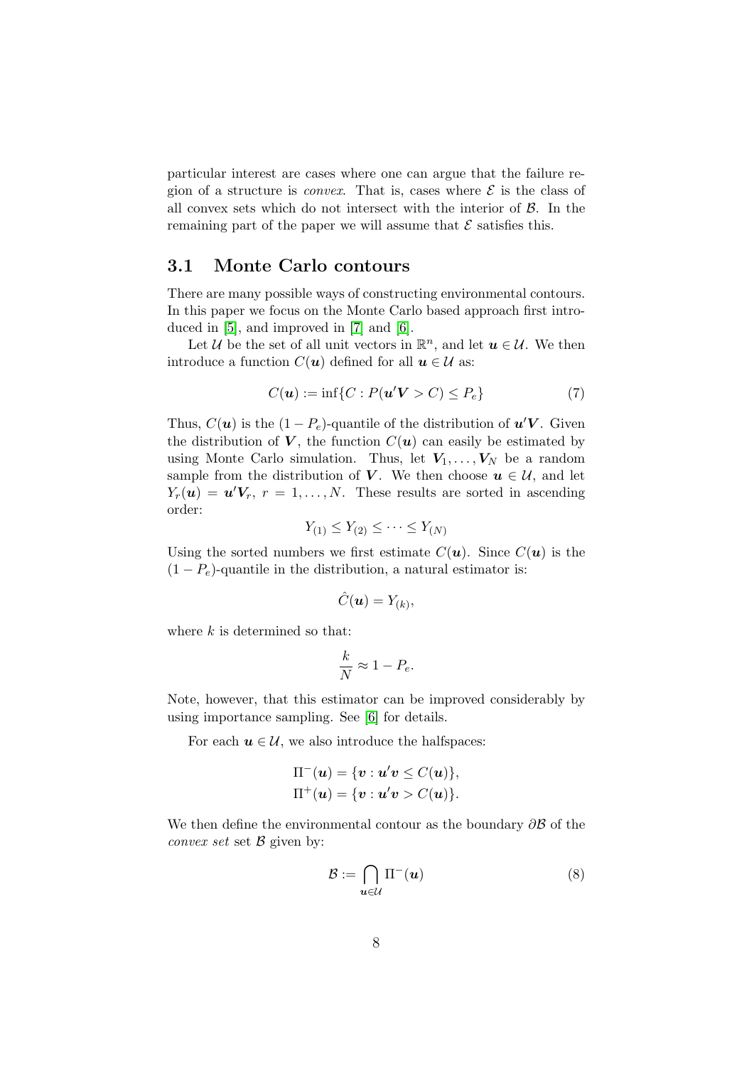particular interest are cases where one can argue that the failure region of a structure is *convex*. That is, cases where $\mathcal{E}$ is the class of all convex sets which do not intersect with the interior of $\mathcal{B}$. In the remaining part of the paper we will assume that $\mathcal{E}$ satisfies this.

## 3.1 Monte Carlo contours

There are many possible ways of constructing environmental contours. In this paper we focus on the Monte Carlo based approach first introduced in [5], and improved in [7] and [6].

Let $\mathcal{U}$ be the set of all unit vectors in $\mathbb{R}^n$, and let $\boldsymbol{u} \in \mathcal{U}$. We then introduce a function $C(\boldsymbol{u})$ defined for all $\boldsymbol{u} \in \mathcal{U}$ as:

$$C(\boldsymbol{u}) := \inf\{C : P(\boldsymbol{u}'\boldsymbol{V} > C) \leq P_e\} \tag{7}$$

Thus, $C(\boldsymbol{u})$ is the $(1 - P_e)$-quantile of the distribution of $\boldsymbol{u}'\boldsymbol{V}$. Given the distribution of $\boldsymbol{V}$, the function $C(\boldsymbol{u})$ can easily be estimated by using Monte Carlo simulation. Thus, let $\boldsymbol{V}_1, \dots, \boldsymbol{V}_N$ be a random sample from the distribution of $\boldsymbol{V}$. We then choose $\boldsymbol{u} \in \mathcal{U}$, and let $Y_r(\boldsymbol{u}) = \boldsymbol{u}'\boldsymbol{V}_r$, $r = 1, \dots, N$. These results are sorted in ascending order:

$$Y_{(1)} \leq Y_{(2)} \leq \cdots \leq Y_{(N)}$$

Using the sorted numbers we first estimate $C(\boldsymbol{u})$. Since $C(\boldsymbol{u})$ is the $(1 - P_e)$-quantile in the distribution, a natural estimator is:

$$\hat{C}(\boldsymbol{u}) = Y_{(k)},$$

where $k$ is determined so that:

$$\frac{k}{N} \approx 1 - P_e.$$

Note, however, that this estimator can be improved considerably by using importance sampling. See [6] for details.

For each $\boldsymbol{u} \in \mathcal{U}$, we also introduce the halfspaces:

$$\Pi^-(\boldsymbol{u}) = \{\boldsymbol{v} : \boldsymbol{u}'\boldsymbol{v} \leq C(\boldsymbol{u})\},$$
$$\Pi^+(\boldsymbol{u}) = \{\boldsymbol{v} : \boldsymbol{u}'\boldsymbol{v} > C(\boldsymbol{u})\}.$$

We then define the environmental contour as the boundary $\partial\mathcal{B}$ of the *convex set* set $\mathcal{B}$ given by:

$$\mathcal{B} := \bigcap_{\boldsymbol{u} \in \mathcal{U}} \Pi^-(\boldsymbol{u}) \tag{8}$$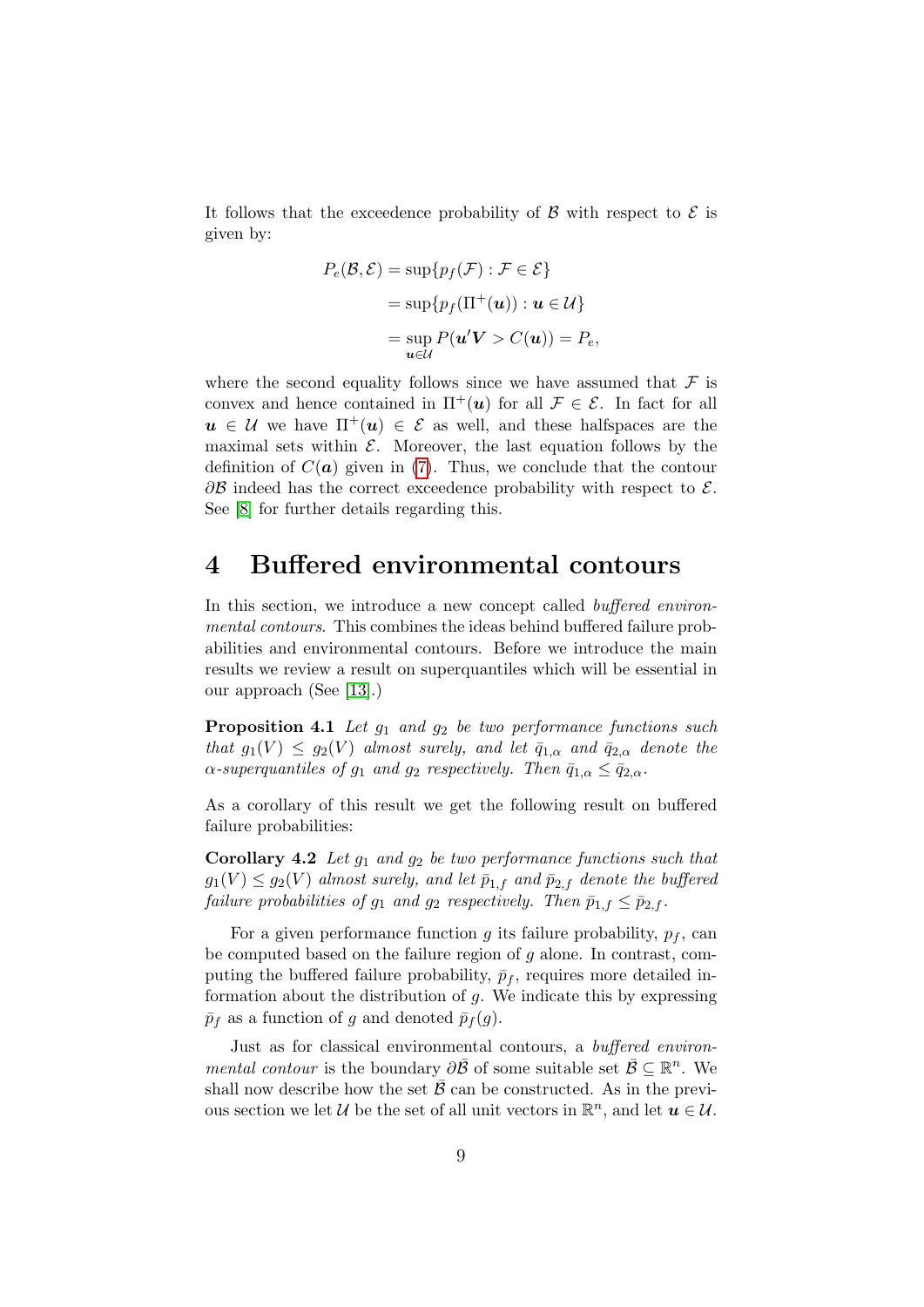It follows that the exceedence probability of $\mathcal{B}$ with respect to $\mathcal{E}$ is given by:

$$
\begin{aligned}
P_e(\mathcal{B}, \mathcal{E}) &= \sup\{p_f(\mathcal{F}) : \mathcal{F} \in \mathcal{E}\} \\
&= \sup\{p_f(\Pi^+(\boldsymbol{u})) : \boldsymbol{u} \in \mathcal{U}\} \\
&= \sup_{\boldsymbol{u} \in \mathcal{U}} P(\boldsymbol{u}'\boldsymbol{V} > C(\boldsymbol{u})) = P_e,
\end{aligned}
$$

where the second equality follows since we have assumed that $\mathcal{F}$ is convex and hence contained in $\Pi^+(\boldsymbol{u})$ for all $\mathcal{F} \in \mathcal{E}$. In fact for all $\boldsymbol{u} \in \mathcal{U}$ we have $\Pi^+(\boldsymbol{u}) \in \mathcal{E}$ as well, and these halfspaces are the maximal sets within $\mathcal{E}$. Moreover, the last equation follows by the definition of $C(\boldsymbol{a})$ given in (7). Thus, we conclude that the contour $\partial\mathcal{B}$ indeed has the correct exceedence probability with respect to $\mathcal{E}$. See [8] for further details regarding this.

# 4 Buffered environmental contours

In this section, we introduce a new concept called *buffered environmental contours*. This combines the ideas behind buffered failure probabilities and environmental contours. Before we introduce the main results we review a result on superquantiles which will be essential in our approach (See [13].)

**Proposition 4.1** *Let $g_1$ and $g_2$ be two performance functions such that $g_1(V) \leq g_2(V)$ almost surely, and let $\bar{q}_{1,\alpha}$ and $\bar{q}_{2,\alpha}$ denote the $\alpha$-superquantiles of $g_1$ and $g_2$ respectively. Then $\bar{q}_{1,\alpha} \leq \bar{q}_{2,\alpha}$.*

As a corollary of this result we get the following result on buffered failure probabilities:

**Corollary 4.2** *Let $g_1$ and $g_2$ be two performance functions such that $g_1(V) \leq g_2(V)$ almost surely, and let $\bar{p}_{1,f}$ and $\bar{p}_{2,f}$ denote the buffered failure probabilities of $g_1$ and $g_2$ respectively. Then $\bar{p}_{1,f} \leq \bar{p}_{2,f}$.*

For a given performance function $g$ its failure probability, $p_f$, can be computed based on the failure region of $g$ alone. In contrast, computing the buffered failure probability, $\bar{p}_f$, requires more detailed information about the distribution of $g$. We indicate this by expressing $\bar{p}_f$ as a function of $g$ and denoted $\bar{p}_f(g)$.

Just as for classical environmental contours, a *buffered environmental contour* is the boundary $\partial\bar{\mathcal{B}}$ of some suitable set $\bar{\mathcal{B}} \subseteq \mathbb{R}^n$. We shall now describe how the set $\bar{\mathcal{B}}$ can be constructed. As in the previous section we let $\mathcal{U}$ be the set of all unit vectors in $\mathbb{R}^n$, and let $\boldsymbol{u} \in \mathcal{U}$.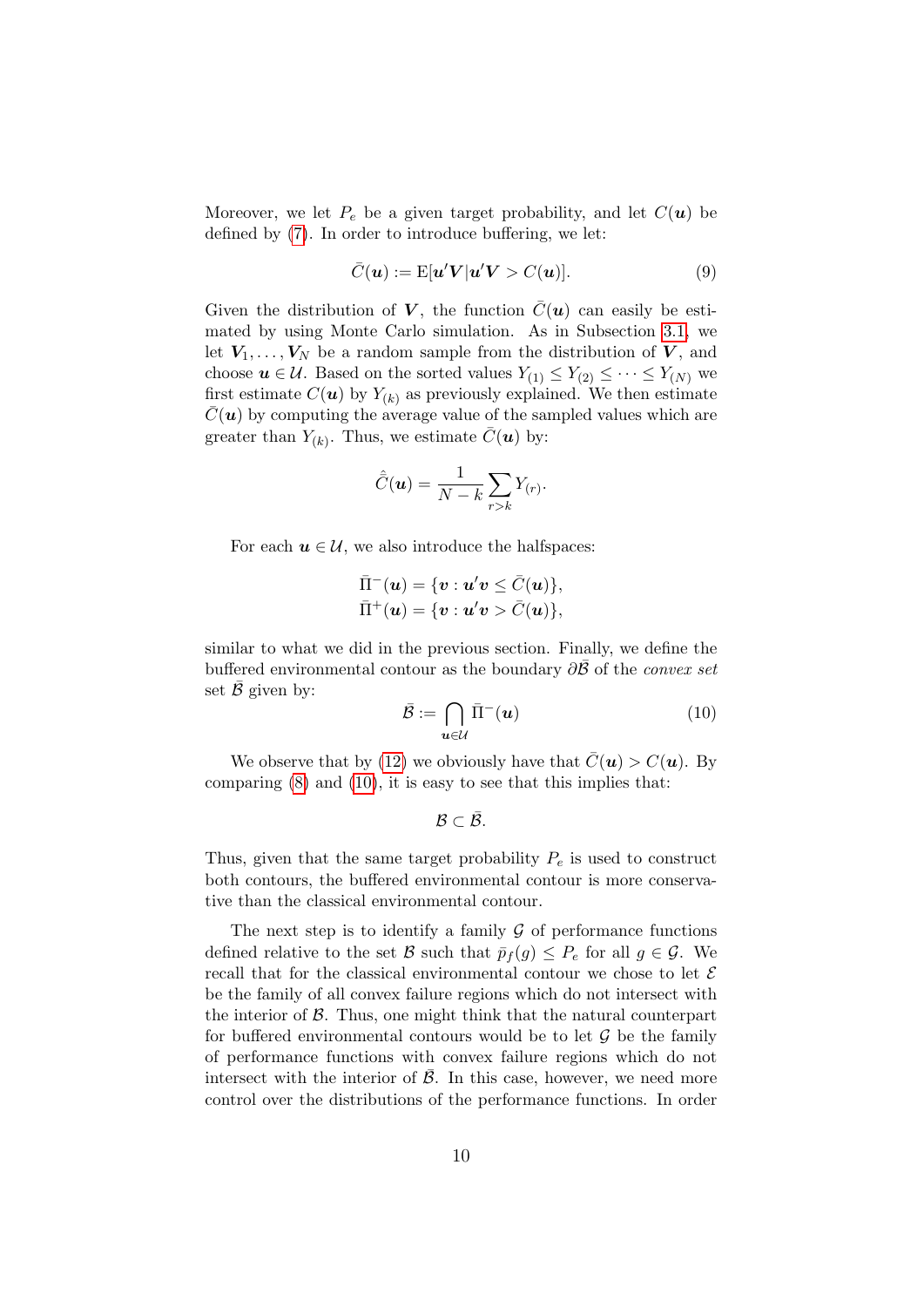Moreover, we let $P_e$ be a given target probability, and let $C(\boldsymbol{u})$ be defined by (7). In order to introduce buffering, we let:

$$\bar{C}(\boldsymbol{u}) := \mathrm{E}[\boldsymbol{u}'\boldsymbol{V} | \boldsymbol{u}'\boldsymbol{V} > C(\boldsymbol{u})]. \tag{9}$$

Given the distribution of $\boldsymbol{V}$, the function $\bar{C}(\boldsymbol{u})$ can easily be estimated by using Monte Carlo simulation. As in Subsection 3.1, we let $\boldsymbol{V}_1, \ldots, \boldsymbol{V}_N$ be a random sample from the distribution of $\boldsymbol{V}$, and choose $\boldsymbol{u} \in \mathcal{U}$. Based on the sorted values $Y_{(1)} \leq Y_{(2)} \leq \cdots \leq Y_{(N)}$ we first estimate $C(\boldsymbol{u})$ by $Y_{(k)}$ as previously explained. We then estimate $\bar{C}(\boldsymbol{u})$ by computing the average value of the sampled values which are greater than $Y_{(k)}$. Thus, we estimate $\bar{C}(\boldsymbol{u})$ by:

$$\hat{\bar{C}}(\boldsymbol{u}) = \frac{1}{N-k} \sum_{r>k} Y_{(r)}.$$

For each $\boldsymbol{u} \in \mathcal{U}$, we also introduce the halfspaces:

$$\bar{\Pi}^-(\boldsymbol{u}) = \{\boldsymbol{v} : \boldsymbol{u}'\boldsymbol{v} \leq \bar{C}(\boldsymbol{u})\},$$
$$\bar{\Pi}^+(\boldsymbol{u}) = \{\boldsymbol{v} : \boldsymbol{u}'\boldsymbol{v} > \bar{C}(\boldsymbol{u})\},$$

similar to what we did in the previous section. Finally, we define the buffered environmental contour as the boundary $\partial\bar{\mathcal{B}}$ of the *convex set* set $\bar{\mathcal{B}}$ given by:

$$\bar{\mathcal{B}} := \bigcap_{\boldsymbol{u} \in \mathcal{U}} \bar{\Pi}^-(\boldsymbol{u}) \tag{10}$$

We observe that by (12) we obviously have that $\bar{C}(\boldsymbol{u}) > C(\boldsymbol{u})$. By comparing (8) and (10), it is easy to see that this implies that:

$$\mathcal{B} \subset \bar{\mathcal{B}}.$$

Thus, given that the same target probability $P_e$ is used to construct both contours, the buffered environmental contour is more conservative than the classical environmental contour.

The next step is to identify a family $\mathcal{G}$ of performance functions defined relative to the set $\mathcal{B}$ such that $\bar{p}_f(g) \leq P_e$ for all $g \in \mathcal{G}$. We recall that for the classical environmental contour we chose to let $\mathcal{E}$ be the family of all convex failure regions which do not intersect with the interior of $\mathcal{B}$. Thus, one might think that the natural counterpart for buffered environmental contours would be to let $\mathcal{G}$ be the family of performance functions with convex failure regions which do not intersect with the interior of $\bar{\mathcal{B}}$. In this case, however, we need more control over the distributions of the performance functions. In order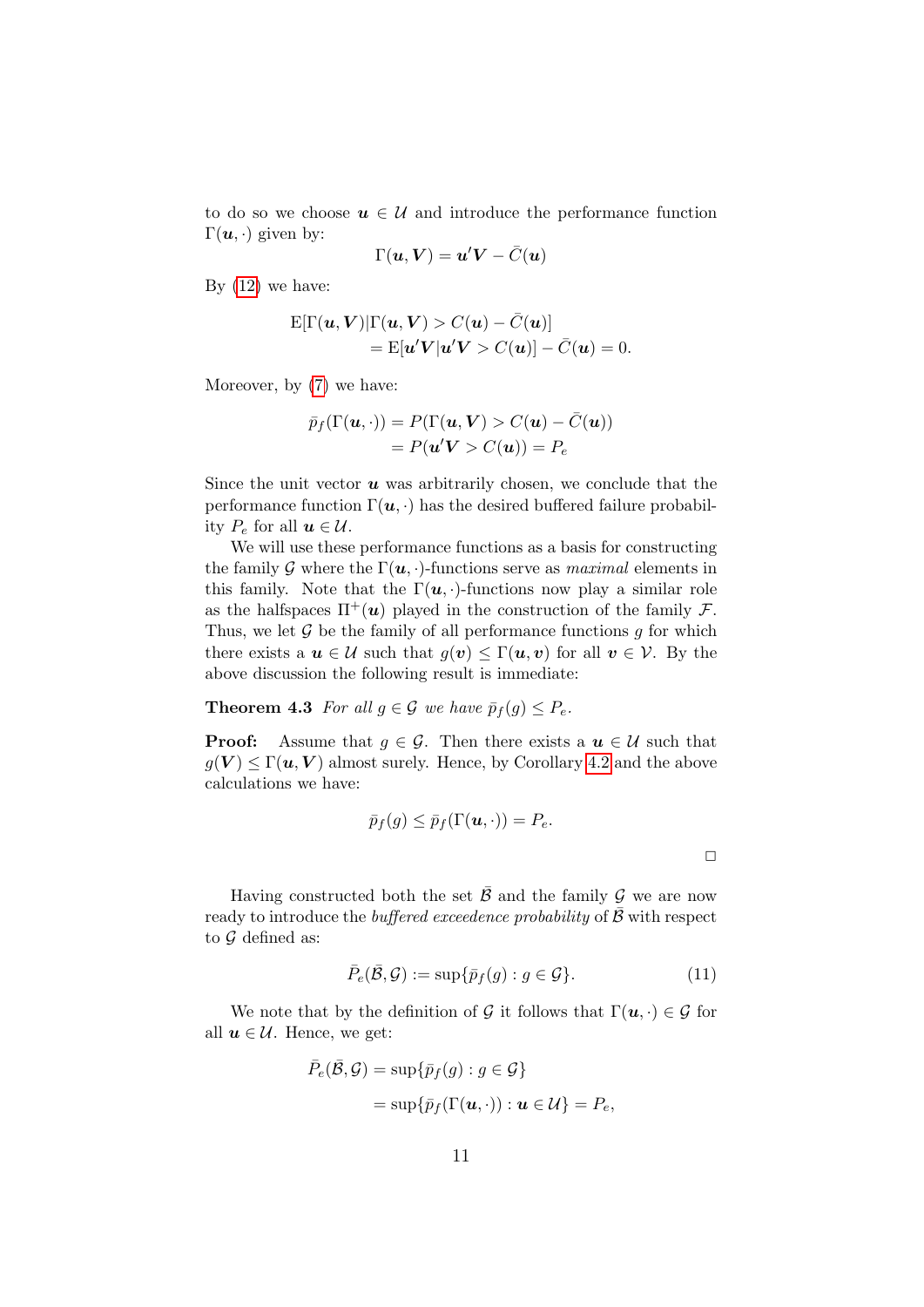to do so we choose $\boldsymbol{u} \in \mathcal{U}$ and introduce the performance function $\Gamma(\boldsymbol{u}, \cdot)$ given by:

$$\Gamma(\boldsymbol{u}, \boldsymbol{V}) = \boldsymbol{u}'\boldsymbol{V} - \bar{C}(\boldsymbol{u})$$

By (12) we have:

$$\begin{aligned}
&\mathrm{E}[\Gamma(\boldsymbol{u}, \boldsymbol{V}) | \Gamma(\boldsymbol{u}, \boldsymbol{V}) > C(\boldsymbol{u}) - \bar{C}(\boldsymbol{u})] \\
&\quad = \mathrm{E}[\boldsymbol{u}'\boldsymbol{V} | \boldsymbol{u}'\boldsymbol{V} > C(\boldsymbol{u})] - \bar{C}(\boldsymbol{u}) = 0.
\end{aligned}$$

Moreover, by (7) we have:

$$\begin{aligned}
\bar{p}_f(\Gamma(\boldsymbol{u}, \cdot)) &= P(\Gamma(\boldsymbol{u}, \boldsymbol{V}) > C(\boldsymbol{u}) - \bar{C}(\boldsymbol{u})) \\
&= P(\boldsymbol{u}'\boldsymbol{V} > C(\boldsymbol{u})) = P_e
\end{aligned}$$

Since the unit vector $\boldsymbol{u}$ was arbitrarily chosen, we conclude that the performance function $\Gamma(\boldsymbol{u}, \cdot)$ has the desired buffered failure probability $P_e$ for all $\boldsymbol{u} \in \mathcal{U}$.

We will use these performance functions as a basis for constructing the family $\mathcal{G}$ where the $\Gamma(\boldsymbol{u}, \cdot)$-functions serve as *maximal* elements in this family. Note that the $\Gamma(\boldsymbol{u}, \cdot)$-functions now play a similar role as the halfspaces $\Pi^+(\boldsymbol{u})$ played in the construction of the family $\mathcal{F}$. Thus, we let $\mathcal{G}$ be the family of all performance functions $g$ for which there exists a $\boldsymbol{u} \in \mathcal{U}$ such that $g(\boldsymbol{v}) \leq \Gamma(\boldsymbol{u}, \boldsymbol{v})$ for all $\boldsymbol{v} \in \mathcal{V}$. By the above discussion the following result is immediate:

**Theorem 4.3** *For all $g \in \mathcal{G}$ we have $\bar{p}_f(g) \leq P_e$.*

**Proof:** Assume that $g \in \mathcal{G}$. Then there exists a $\boldsymbol{u} \in \mathcal{U}$ such that $g(\boldsymbol{V}) \leq \Gamma(\boldsymbol{u}, \boldsymbol{V})$ almost surely. Hence, by Corollary 4.2 and the above calculations we have:

$$\bar{p}_f(g) \leq \bar{p}_f(\Gamma(\boldsymbol{u}, \cdot)) = P_e.$$

□

Having constructed both the set $\bar{\mathcal{B}}$ and the family $\mathcal{G}$ we are now ready to introduce the *buffered exceedence probability* of $\bar{\mathcal{B}}$ with respect to $\mathcal{G}$ defined as:

$$\bar{P}_e(\bar{\mathcal{B}}, \mathcal{G}) := \sup\{\bar{p}_f(g) : g \in \mathcal{G}\}. \tag{11}$$

We note that by the definition of $\mathcal{G}$ it follows that $\Gamma(\boldsymbol{u}, \cdot) \in \mathcal{G}$ for all $\boldsymbol{u} \in \mathcal{U}$. Hence, we get:

$$\begin{aligned}
\bar{P}_e(\bar{\mathcal{B}}, \mathcal{G}) &= \sup\{\bar{p}_f(g) : g \in \mathcal{G}\} \\
&= \sup\{\bar{p}_f(\Gamma(\boldsymbol{u}, \cdot)) : \boldsymbol{u} \in \mathcal{U}\} = P_e,
\end{aligned}$$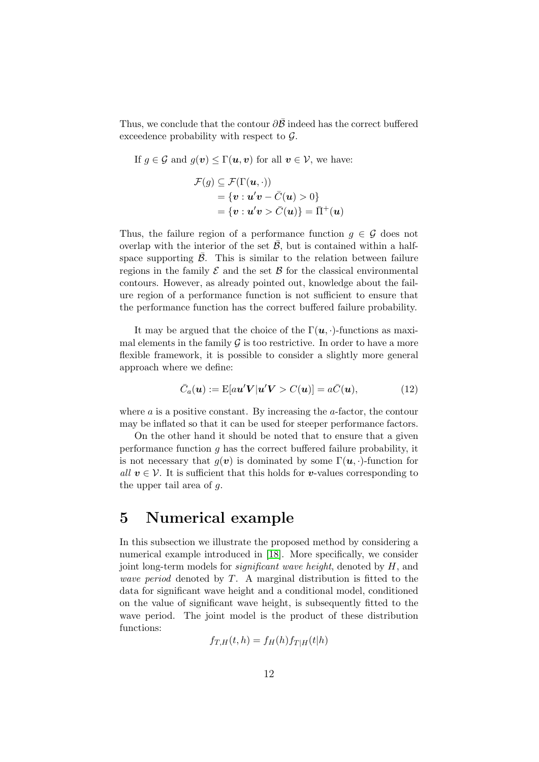Thus, we conclude that the contour $\partial\bar{\mathcal{B}}$ indeed has the correct buffered exceedence probability with respect to $\mathcal{G}$.

If $g \in \mathcal{G}$ and $g(\boldsymbol{v}) \leq \Gamma(\boldsymbol{u}, \boldsymbol{v})$ for all $\boldsymbol{v} \in \mathcal{V}$, we have:

$$
\begin{aligned}
\mathcal{F}(g) &\subseteq \mathcal{F}(\Gamma(\boldsymbol{u}, \cdot)) \\
&= \{\boldsymbol{v} : \boldsymbol{u}'\boldsymbol{v} - \bar{C}(\boldsymbol{u}) > 0\} \\
&= \{\boldsymbol{v} : \boldsymbol{u}'\boldsymbol{v} > \bar{C}(\boldsymbol{u})\} = \bar{\Pi}^{+}(\boldsymbol{u})
\end{aligned}
$$

Thus, the failure region of a performance function $g \in \mathcal{G}$ does not overlap with the interior of the set $\bar{\mathcal{B}}$, but is contained within a half-space supporting $\bar{\mathcal{B}}$. This is similar to the relation between failure regions in the family $\mathcal{E}$ and the set $\mathcal{B}$ for the classical environmental contours. However, as already pointed out, knowledge about the failure region of a performance function is not sufficient to ensure that the performance function has the correct buffered failure probability.

It may be argued that the choice of the $\Gamma(\boldsymbol{u}, \cdot)$-functions as maximal elements in the family $\mathcal{G}$ is too restrictive. In order to have a more flexible framework, it is possible to consider a slightly more general approach where we define:

$$
\bar{C}_a(\boldsymbol{u}) := \mathrm{E}[a\boldsymbol{u}'\boldsymbol{V} | \boldsymbol{u}'\boldsymbol{V} > C(\boldsymbol{u})] = a\bar{C}(\boldsymbol{u}), \tag{12}
$$

where $a$ is a positive constant. By increasing the $a$-factor, the contour may be inflated so that it can be used for steeper performance factors.

On the other hand it should be noted that to ensure that a given performance function $g$ has the correct buffered failure probability, it is not necessary that $g(\boldsymbol{v})$ is dominated by some $\Gamma(\boldsymbol{u}, \cdot)$-function for *all* $\boldsymbol{v} \in \mathcal{V}$. It is sufficient that this holds for $\boldsymbol{v}$-values corresponding to the upper tail area of $g$.

# 5 Numerical example

In this subsection we illustrate the proposed method by considering a numerical example introduced in [18]. More specifically, we consider joint long-term models for *significant wave height*, denoted by $H$, and *wave period* denoted by $T$. A marginal distribution is fitted to the data for significant wave height and a conditional model, conditioned on the value of significant wave height, is subsequently fitted to the wave period. The joint model is the product of these distribution functions:

$$
f_{T,H}(t,h) = f_H(h) f_{T|H}(t|h)
$$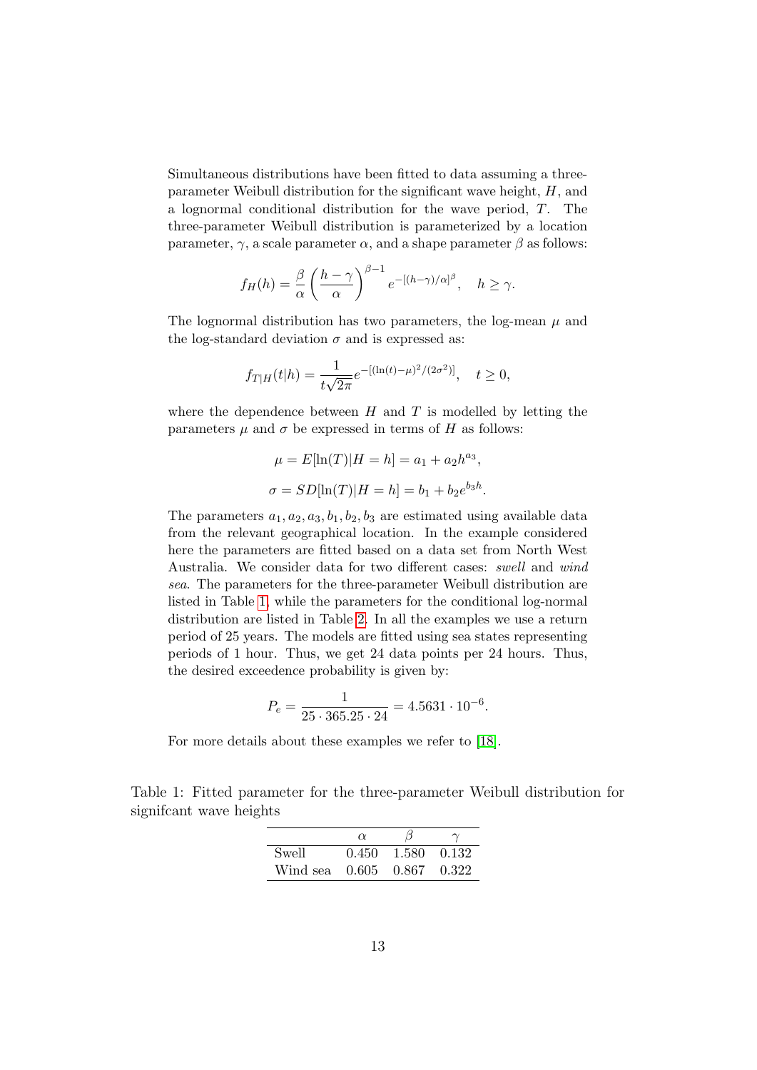Simultaneous distributions have been fitted to data assuming a three-parameter Weibull distribution for the significant wave height, $H$, and a lognormal conditional distribution for the wave period, $T$. The three-parameter Weibull distribution is parameterized by a location parameter, $\gamma$, a scale parameter $\alpha$, and a shape parameter $\beta$ as follows:

$$f_H(h) = \frac{\beta}{\alpha}\left(\frac{h-\gamma}{\alpha}\right)^{\beta-1} e^{-[(h-\gamma)/\alpha]^{\beta}}, \quad h \geq \gamma.$$

The lognormal distribution has two parameters, the log-mean $\mu$ and the log-standard deviation $\sigma$ and is expressed as:

$$f_{T|H}(t|h) = \frac{1}{t\sqrt{2\pi}} e^{-[(\ln(t)-\mu)^2/(2\sigma^2)]}, \quad t \geq 0,$$

where the dependence between $H$ and $T$ is modelled by letting the parameters $\mu$ and $\sigma$ be expressed in terms of $H$ as follows:

$$\mu = E[\ln(T)|H = h] = a_1 + a_2 h^{a_3},$$

$$\sigma = SD[\ln(T)|H = h] = b_1 + b_2 e^{b_3 h}.$$

The parameters $a_1, a_2, a_3, b_1, b_2, b_3$ are estimated using available data from the relevant geographical location. In the example considered here the parameters are fitted based on a data set from North West Australia. We consider data for two different cases: *swell* and *wind sea*. The parameters for the three-parameter Weibull distribution are listed in Table 1, while the parameters for the conditional log-normal distribution are listed in Table 2. In all the examples we use a return period of 25 years. The models are fitted using sea states representing periods of 1 hour. Thus, we get 24 data points per 24 hours. Thus, the desired exceedence probability is given by:

$$P_e = \frac{1}{25 \cdot 365.25 \cdot 24} = 4.5631 \cdot 10^{-6}.$$

For more details about these examples we refer to [18].

Table 1: Fitted parameter for the three-parameter Weibull distribution for signifcant wave heights

| | $\alpha$ | $\beta$ | $\gamma$ |
|---|---|---|---|
| Swell | 0.450 | 1.580 | 0.132 |
| Wind sea | 0.605 | 0.867 | 0.322 |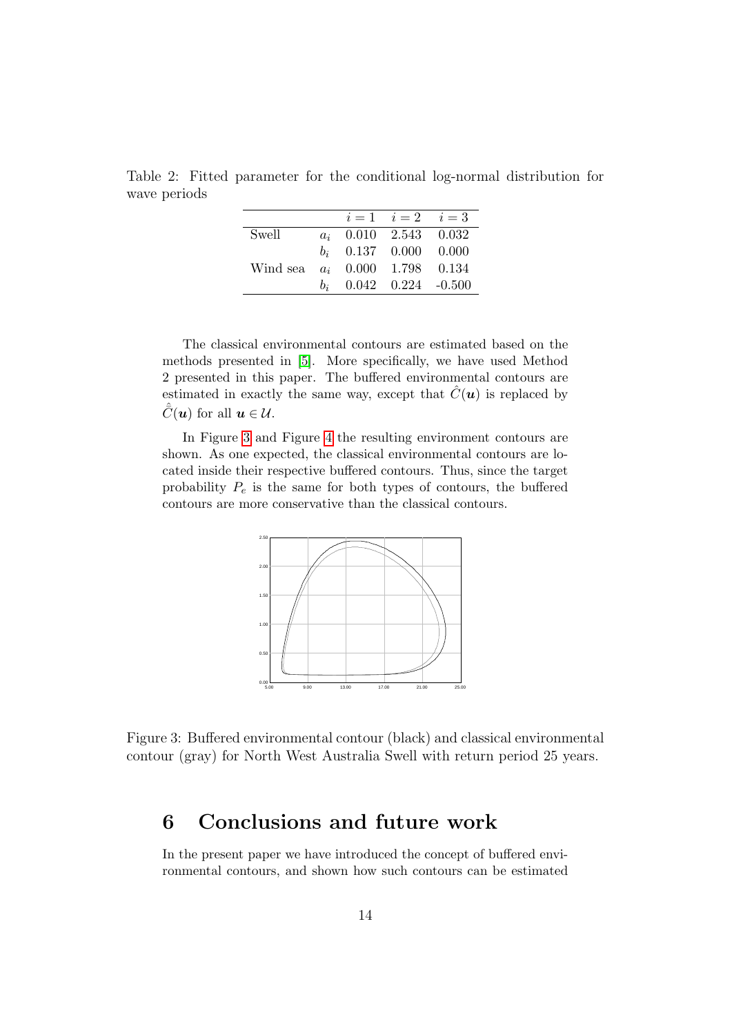Table 2: Fitted parameter for the conditional log-normal distribution for wave periods

| | | $i=1$ | $i=2$ | $i=3$ |
|---|---|---|---|---|
| Swell | $a_i$ | 0.010 | 2.543 | 0.032 |
| | $b_i$ | 0.137 | 0.000 | 0.000 |
| Wind sea | $a_i$ | 0.000 | 1.798 | 0.134 |
| | $b_i$ | 0.042 | 0.224 | -0.500 |

The classical environmental contours are estimated based on the methods presented in [5]. More specifically, we have used Method 2 presented in this paper. The buffered environmental contours are estimated in exactly the same way, except that $\hat{C}(\boldsymbol{u})$ is replaced by $\hat{\bar{C}}(\boldsymbol{u})$ for all $\boldsymbol{u} \in \mathcal{U}$.

In Figure 3 and Figure 4 the resulting environment contours are shown. As one expected, the classical environmental contours are located inside their respective buffered contours. Thus, since the target probability $P_e$ is the same for both types of contours, the buffered contours are more conservative than the classical contours.

Figure 3: Buffered environmental contour (black) and classical environmental contour (gray) for North West Australia Swell with return period 25 years.

# 6 Conclusions and future work

In the present paper we have introduced the concept of buffered environmental contours, and shown how such contours can be estimated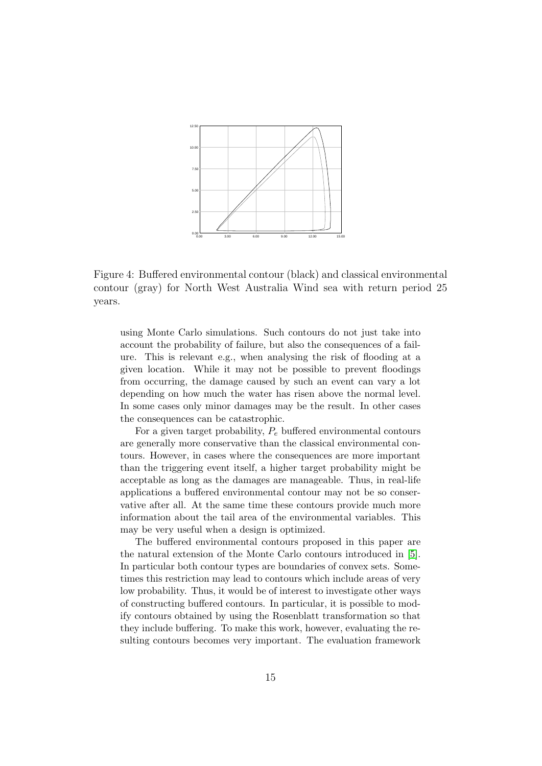Figure 4: Buffered environmental contour (black) and classical environmental contour (gray) for North West Australia Wind sea with return period 25 years.

using Monte Carlo simulations. Such contours do not just take into account the probability of failure, but also the consequences of a failure. This is relevant e.g., when analysing the risk of flooding at a given location. While it may not be possible to prevent floodings from occurring, the damage caused by such an event can vary a lot depending on how much the water has risen above the normal level. In some cases only minor damages may be the result. In other cases the consequences can be catastrophic.

For a given target probability, $P_e$ buffered environmental contours are generally more conservative than the classical environmental contours. However, in cases where the consequences are more important than the triggering event itself, a higher target probability might be acceptable as long as the damages are manageable. Thus, in real-life applications a buffered environmental contour may not be so conservative after all. At the same time these contours provide much more information about the tail area of the environmental variables. This may be very useful when a design is optimized.

The buffered environmental contours proposed in this paper are the natural extension of the Monte Carlo contours introduced in [5]. In particular both contour types are boundaries of convex sets. Sometimes this restriction may lead to contours which include areas of very low probability. Thus, it would be of interest to investigate other ways of constructing buffered contours. In particular, it is possible to modify contours obtained by using the Rosenblatt transformation so that they include buffering. To make this work, however, evaluating the resulting contours becomes very important. The evaluation framework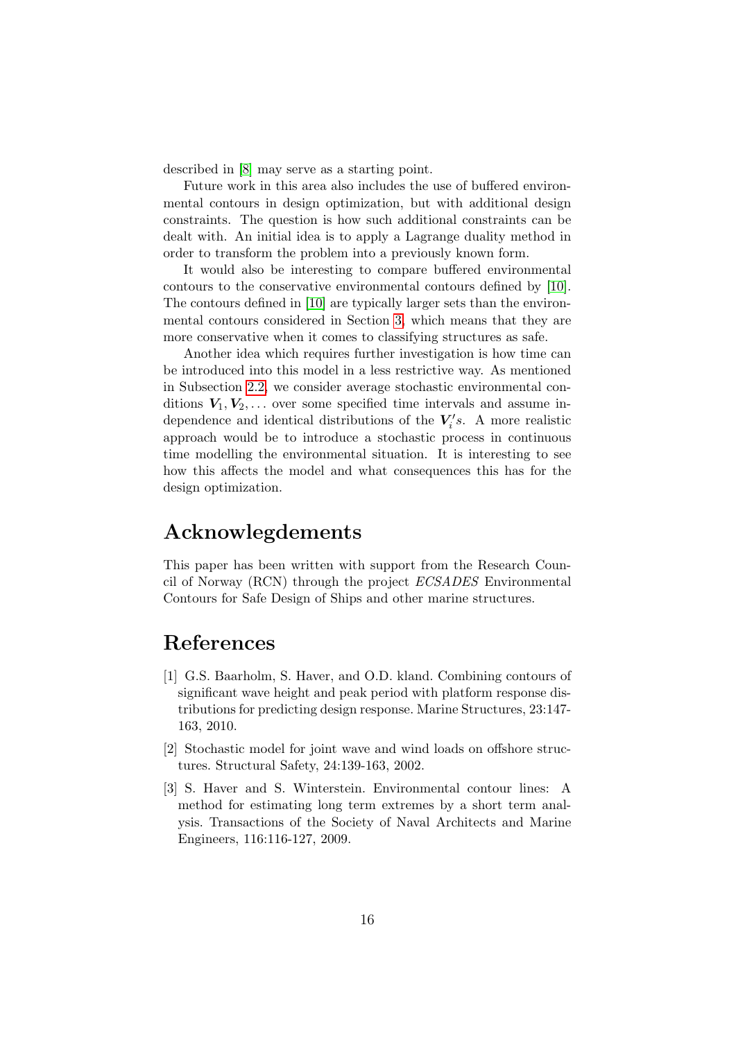described in [8] may serve as a starting point.

Future work in this area also includes the use of buffered environmental contours in design optimization, but with additional design constraints. The question is how such additional constraints can be dealt with. An initial idea is to apply a Lagrange duality method in order to transform the problem into a previously known form.

It would also be interesting to compare buffered environmental contours to the conservative environmental contours defined by [10]. The contours defined in [10] are typically larger sets than the environmental contours considered in Section 3, which means that they are more conservative when it comes to classifying structures as safe.

Another idea which requires further investigation is how time can be introduced into this model in a less restrictive way. As mentioned in Subsection 2.2, we consider average stochastic environmental conditions $\boldsymbol{V}_1, \boldsymbol{V}_2, \ldots$ over some specified time intervals and assume independence and identical distributions of the $\boldsymbol{V}_i's$. A more realistic approach would be to introduce a stochastic process in continuous time modelling the environmental situation. It is interesting to see how this affects the model and what consequences this has for the design optimization.

# Acknowlegdements

This paper has been written with support from the Research Council of Norway (RCN) through the project *ECSADES* Environmental Contours for Safe Design of Ships and other marine structures.

# References

[1] G.S. Baarholm, S. Haver, and O.D. kland. Combining contours of significant wave height and peak period with platform response distributions for predicting design response. Marine Structures, 23:147-163, 2010.

[2] Stochastic model for joint wave and wind loads on offshore structures. Structural Safety, 24:139-163, 2002.

[3] S. Haver and S. Winterstein. Environmental contour lines: A method for estimating long term extremes by a short term analysis. Transactions of the Society of Naval Architects and Marine Engineers, 116:116-127, 2009.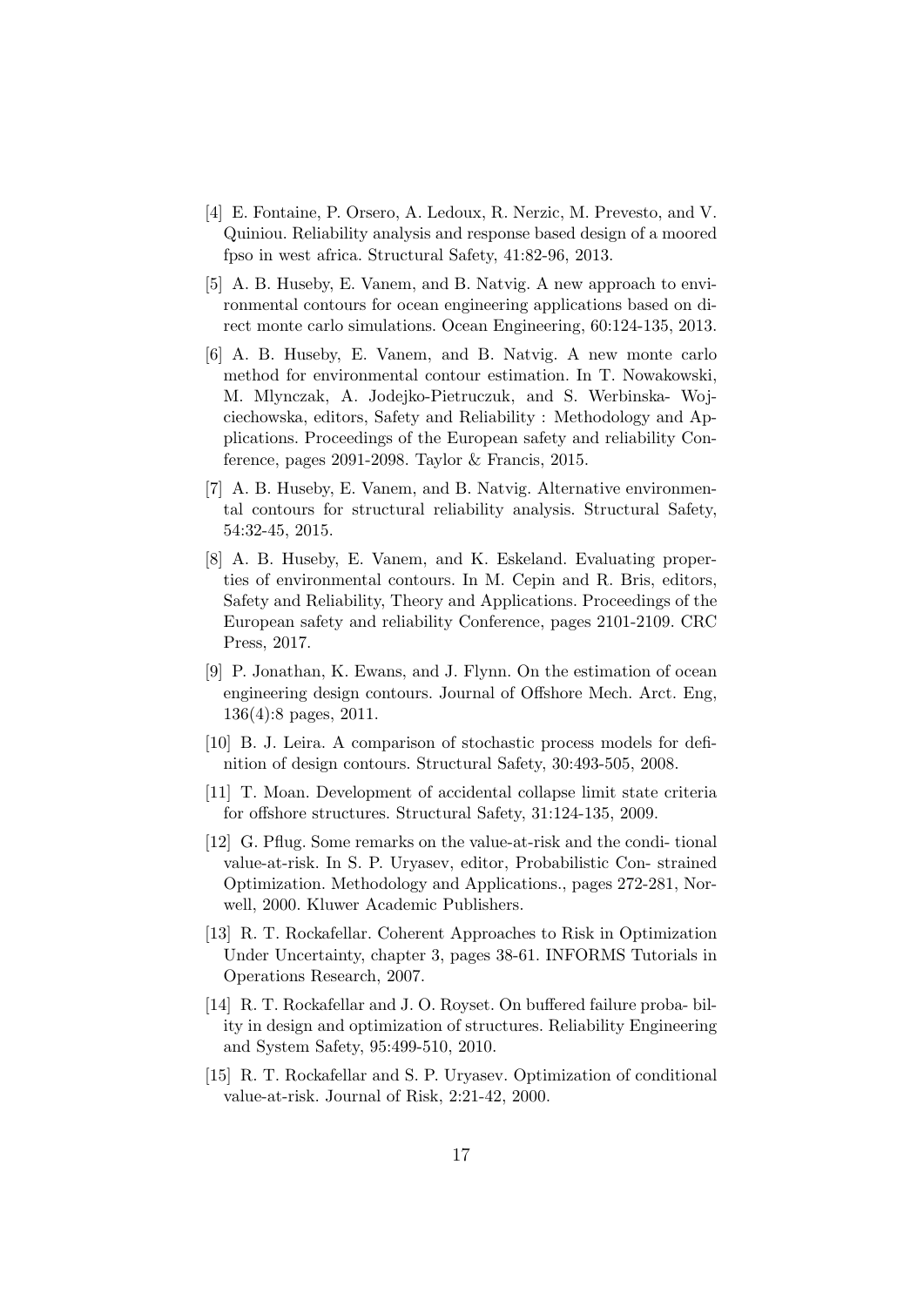[4] E. Fontaine, P. Orsero, A. Ledoux, R. Nerzic, M. Prevesto, and V. Quiniou. Reliability analysis and response based design of a moored fpso in west africa. Structural Safety, 41:82-96, 2013.

[5] A. B. Huseby, E. Vanem, and B. Natvig. A new approach to environmental contours for ocean engineering applications based on direct monte carlo simulations. Ocean Engineering, 60:124-135, 2013.

[6] A. B. Huseby, E. Vanem, and B. Natvig. A new monte carlo method for environmental contour estimation. In T. Nowakowski, M. Mlynczak, A. Jodejko-Pietruczuk, and S. Werbinska- Wojciechowska, editors, Safety and Reliability : Methodology and Applications. Proceedings of the European safety and reliability Conference, pages 2091-2098. Taylor & Francis, 2015.

[7] A. B. Huseby, E. Vanem, and B. Natvig. Alternative environmental contours for structural reliability analysis. Structural Safety, 54:32-45, 2015.

[8] A. B. Huseby, E. Vanem, and K. Eskeland. Evaluating properties of environmental contours. In M. Cepin and R. Bris, editors, Safety and Reliability, Theory and Applications. Proceedings of the European safety and reliability Conference, pages 2101-2109. CRC Press, 2017.

[9] P. Jonathan, K. Ewans, and J. Flynn. On the estimation of ocean engineering design contours. Journal of Offshore Mech. Arct. Eng, 136(4):8 pages, 2011.

[10] B. J. Leira. A comparison of stochastic process models for definition of design contours. Structural Safety, 30:493-505, 2008.

[11] T. Moan. Development of accidental collapse limit state criteria for offshore structures. Structural Safety, 31:124-135, 2009.

[12] G. Pflug. Some remarks on the value-at-risk and the condi- tional value-at-risk. In S. P. Uryasev, editor, Probabilistic Con- strained Optimization. Methodology and Applications., pages 272-281, Norwell, 2000. Kluwer Academic Publishers.

[13] R. T. Rockafellar. Coherent Approaches to Risk in Optimization Under Uncertainty, chapter 3, pages 38-61. INFORMS Tutorials in Operations Research, 2007.

[14] R. T. Rockafellar and J. O. Royset. On buffered failure proba- bility in design and optimization of structures. Reliability Engineering and System Safety, 95:499-510, 2010.

[15] R. T. Rockafellar and S. P. Uryasev. Optimization of conditional value-at-risk. Journal of Risk, 2:21-42, 2000.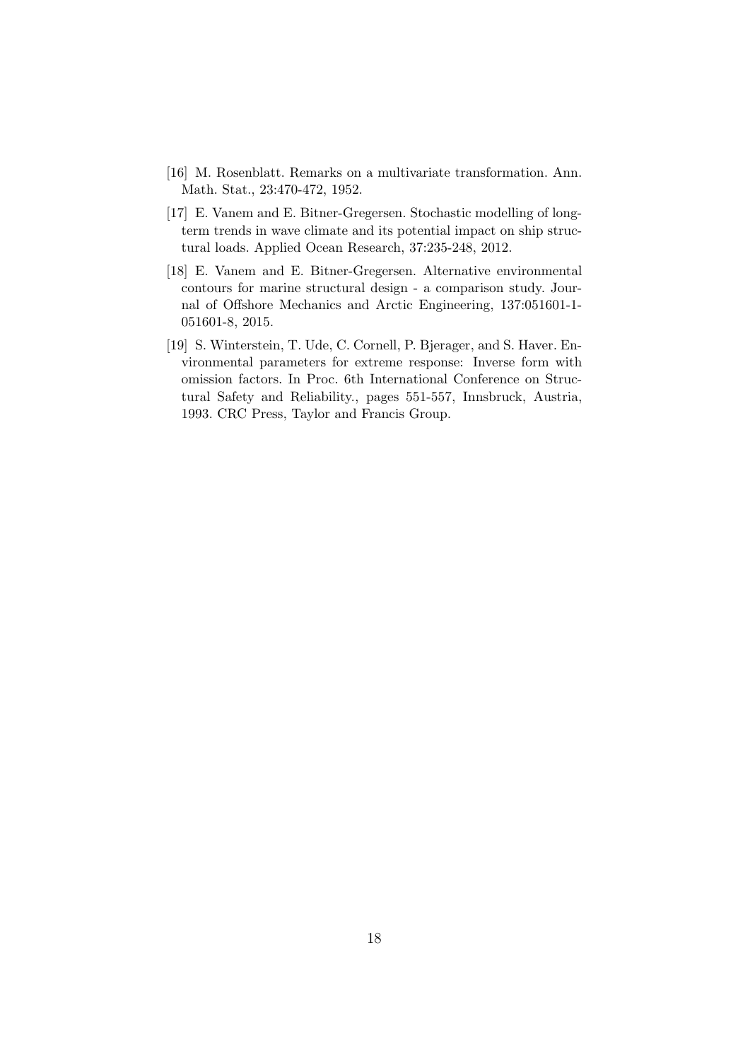[16] M. Rosenblatt. Remarks on a multivariate transformation. Ann. Math. Stat., 23:470-472, 1952.

[17] E. Vanem and E. Bitner-Gregersen. Stochastic modelling of long-term trends in wave climate and its potential impact on ship structural loads. Applied Ocean Research, 37:235-248, 2012.

[18] E. Vanem and E. Bitner-Gregersen. Alternative environmental contours for marine structural design - a comparison study. Journal of Offshore Mechanics and Arctic Engineering, 137:051601-1-051601-8, 2015.

[19] S. Winterstein, T. Ude, C. Cornell, P. Bjerager, and S. Haver. Environmental parameters for extreme response: Inverse form with omission factors. In Proc. 6th International Conference on Structural Safety and Reliability., pages 551-557, Innsbruck, Austria, 1993. CRC Press, Taylor and Francis Group.